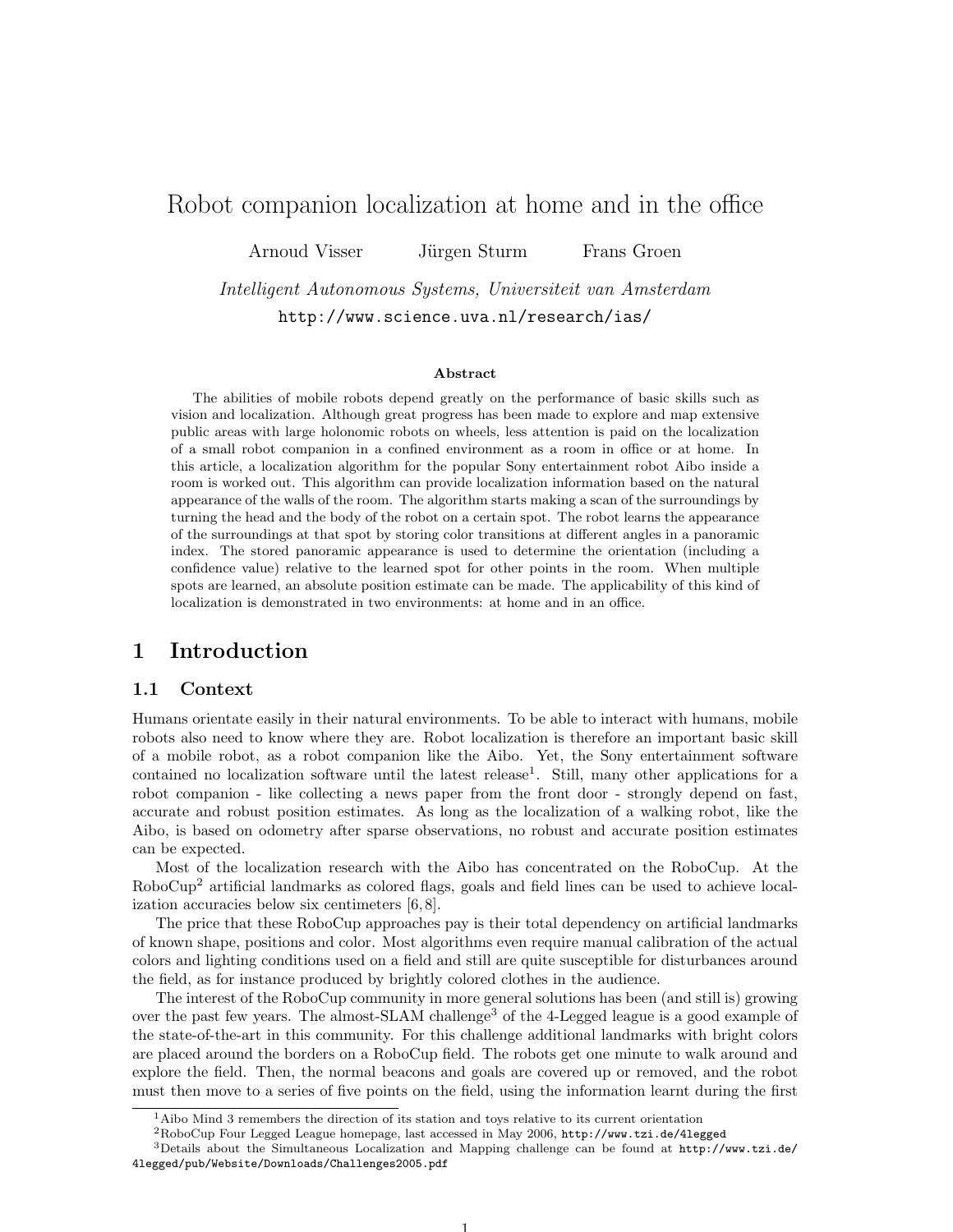# Robot companion localization at home and in the office

Arnoud Visser Jürgen Sturm Frans Groen

*Intelligent Autonomous Systems, Universiteit van Amsterdam*
http://www.science.uva.nl/research/ias/

**Abstract**

The abilities of mobile robots depend greatly on the performance of basic skills such as vision and localization. Although great progress has been made to explore and map extensive public areas with large holonomic robots on wheels, less attention is paid on the localization of a small robot companion in a confined environment as a room in office or at home. In this article, a localization algorithm for the popular Sony entertainment robot Aibo inside a room is worked out. This algorithm can provide localization information based on the natural appearance of the walls of the room. The algorithm starts making a scan of the surroundings by turning the head and the body of the robot on a certain spot. The robot learns the appearance of the surroundings at that spot by storing color transitions at different angles in a panoramic index. The stored panoramic appearance is used to determine the orientation (including a confidence value) relative to the learned spot for other points in the room. When multiple spots are learned, an absolute position estimate can be made. The applicability of this kind of localization is demonstrated in two environments: at home and in an office.

## 1 Introduction

### 1.1 Context

Humans orientate easily in their natural environments. To be able to interact with humans, mobile robots also need to know where they are. Robot localization is therefore an important basic skill of a mobile robot, as a robot companion like the Aibo. Yet, the Sony entertainment software contained no localization software until the latest release[1]. Still, many other applications for a robot companion - like collecting a news paper from the front door - strongly depend on fast, accurate and robust position estimates. As long as the localization of a walking robot, like the Aibo, is based on odometry after sparse observations, no robust and accurate position estimates can be expected.

Most of the localization research with the Aibo has concentrated on the RoboCup. At the RoboCup[2] artificial landmarks as colored flags, goals and field lines can be used to achieve localization accuracies below six centimeters [6, 8].

The price that these RoboCup approaches pay is their total dependency on artificial landmarks of known shape, positions and color. Most algorithms even require manual calibration of the actual colors and lighting conditions used on a field and still are quite susceptible for disturbances around the field, as for instance produced by brightly colored clothes in the audience.

The interest of the RoboCup community in more general solutions has been (and still is) growing over the past few years. The almost-SLAM challenge[3] of the 4-Legged league is a good example of the state-of-the-art in this community. For this challenge additional landmarks with bright colors are placed around the borders on a RoboCup field. The robots get one minute to walk around and explore the field. Then, the normal beacons and goals are covered up or removed, and the robot must then move to a series of five points on the field, using the information learnt during the first

[1] Aibo Mind 3 remembers the direction of its station and toys relative to its current orientation

[2] RoboCup Four Legged League homepage, last accessed in May 2006, http://www.tzi.de/4legged

[3] Details about the Simultaneous Localization and Mapping challenge can be found at http://www.tzi.de/4legged/pub/Website/Downloads/Challenges2005.pdf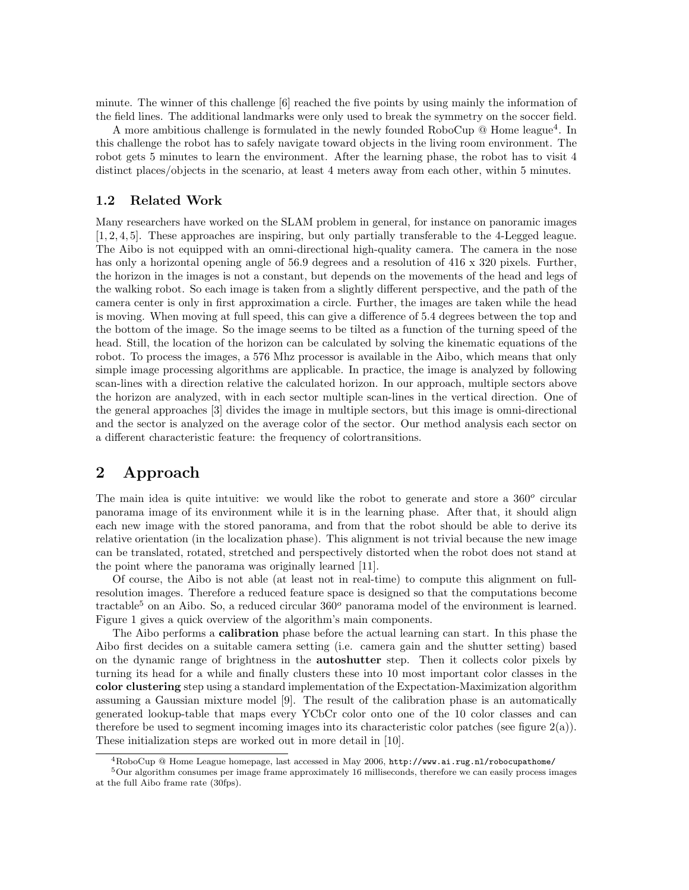minute. The winner of this challenge [6] reached the five points by using mainly the information of the field lines. The additional landmarks were only used to break the symmetry on the soccer field.

A more ambitious challenge is formulated in the newly founded RoboCup @ Home league[4]. In this challenge the robot has to safely navigate toward objects in the living room environment. The robot gets 5 minutes to learn the environment. After the learning phase, the robot has to visit 4 distinct places/objects in the scenario, at least 4 meters away from each other, within 5 minutes.

### 1.2 Related Work

Many researchers have worked on the SLAM problem in general, for instance on panoramic images [1, 2, 4, 5]. These approaches are inspiring, but only partially transferable to the 4-Legged league. The Aibo is not equipped with an omni-directional high-quality camera. The camera in the nose has only a horizontal opening angle of 56.9 degrees and a resolution of 416 x 320 pixels. Further, the horizon in the images is not a constant, but depends on the movements of the head and legs of the walking robot. So each image is taken from a slightly different perspective, and the path of the camera center is only in first approximation a circle. Further, the images are taken while the head is moving. When moving at full speed, this can give a difference of 5.4 degrees between the top and the bottom of the image. So the image seems to be tilted as a function of the turning speed of the head. Still, the location of the horizon can be calculated by solving the kinematic equations of the robot. To process the images, a 576 Mhz processor is available in the Aibo, which means that only simple image processing algorithms are applicable. In practice, the image is analyzed by following scan-lines with a direction relative the calculated horizon. In our approach, multiple sectors above the horizon are analyzed, with in each sector multiple scan-lines in the vertical direction. One of the general approaches [3] divides the image in multiple sectors, but this image is omni-directional and the sector is analyzed on the average color of the sector. Our method analysis each sector on a different characteristic feature: the frequency of colortransitions.

## 2 Approach

The main idea is quite intuitive: we would like the robot to generate and store a $360^o$ circular panorama image of its environment while it is in the learning phase. After that, it should align each new image with the stored panorama, and from that the robot should be able to derive its relative orientation (in the localization phase). This alignment is not trivial because the new image can be translated, rotated, stretched and perspectively distorted when the robot does not stand at the point where the panorama was originally learned [11].

Of course, the Aibo is not able (at least not in real-time) to compute this alignment on full-resolution images. Therefore a reduced feature space is designed so that the computations become tractable[5] on an Aibo. So, a reduced circular $360^o$ panorama model of the environment is learned. Figure 1 gives a quick overview of the algorithm's main components.

The Aibo performs a **calibration** phase before the actual learning can start. In this phase the Aibo first decides on a suitable camera setting (i.e. camera gain and the shutter setting) based on the dynamic range of brightness in the **autoshutter** step. Then it collects color pixels by turning its head for a while and finally clusters these into 10 most important color classes in the **color clustering** step using a standard implementation of the Expectation-Maximization algorithm assuming a Gaussian mixture model [9]. The result of the calibration phase is an automatically generated lookup-table that maps every YCbCr color onto one of the 10 color classes and can therefore be used to segment incoming images into its characteristic color patches (see figure 2(a)). These initialization steps are worked out in more detail in [10].

[4] RoboCup @ Home League homepage, last accessed in May 2006, http://www.ai.rug.nl/robocupathome/

[5] Our algorithm consumes per image frame approximately 16 milliseconds, therefore we can easily process images at the full Aibo frame rate (30fps).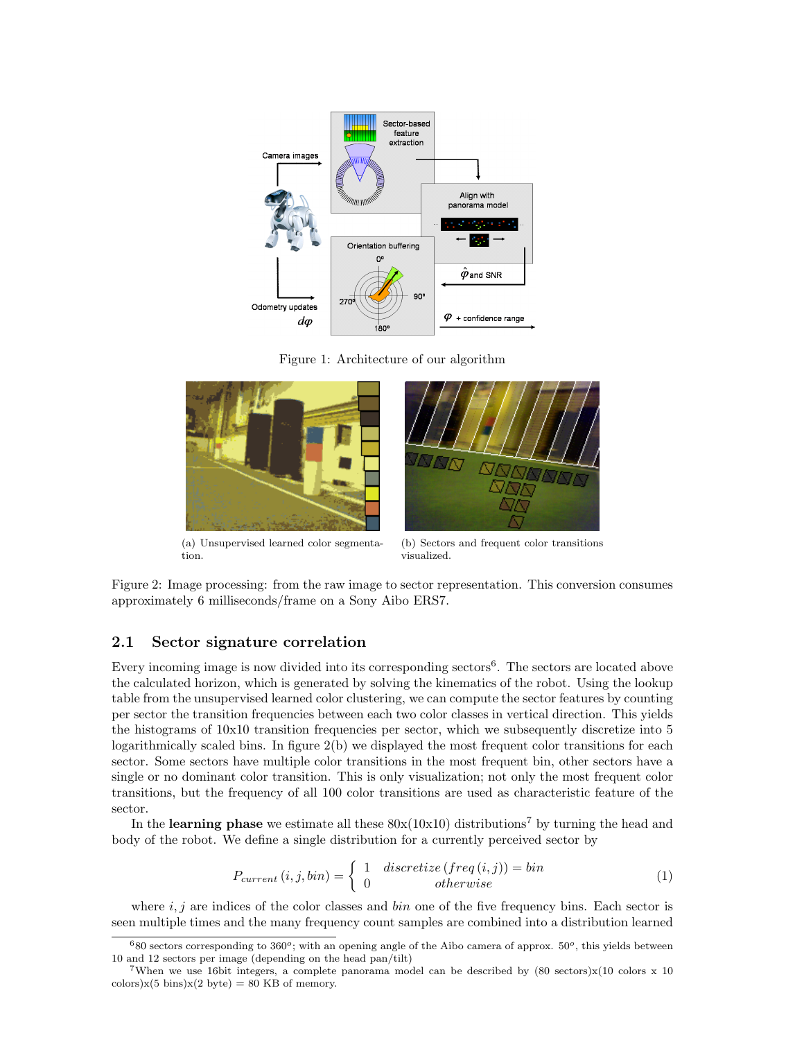Figure 1: Architecture of our algorithm

(a) Unsupervised learned color segmentation.

(b) Sectors and frequent color transitions visualized.

Figure 2: Image processing: from the raw image to sector representation. This conversion consumes approximately 6 milliseconds/frame on a Sony Aibo ERS7.

### 2.1 Sector signature correlation

Every incoming image is now divided into its corresponding sectors[6]. The sectors are located above the calculated horizon, which is generated by solving the kinematics of the robot. Using the lookup table from the unsupervised learned color clustering, we can compute the sector features by counting per sector the transition frequencies between each two color classes in vertical direction. This yields the histograms of 10x10 transition frequencies per sector, which we subsequently discretize into 5 logarithmically scaled bins. In figure 2(b) we displayed the most frequent color transitions for each sector. Some sectors have multiple color transitions in the most frequent bin, other sectors have a single or no dominant color transition. This is only visualization; not only the most frequent color transitions, but the frequency of all 100 color transitions are used as characteristic feature of the sector.

In the **learning phase** we estimate all these 80x(10x10) distributions[7] by turning the head and body of the robot. We define a single distribution for a currently perceived sector by

$$P_{current}(i, j, bin) = \begin{cases} 1 & discretize\left(freq\left(i, j\right)\right) = bin \\ 0 & otherwise \end{cases} \tag{1}$$

where $i, j$ are indices of the color classes and $bin$ one of the five frequency bins. Each sector is seen multiple times and the many frequency count samples are combined into a distribution learned

[6] 80 sectors corresponding to 360°; with an opening angle of the Aibo camera of approx. 50°, this yields between 10 and 12 sectors per image (depending on the head pan/tilt)

[7] When we use 16bit integers, a complete panorama model can be described by (80 sectors)x(10 colors x 10 colors)x(5 bins)x(2 byte) = 80 KB of memory.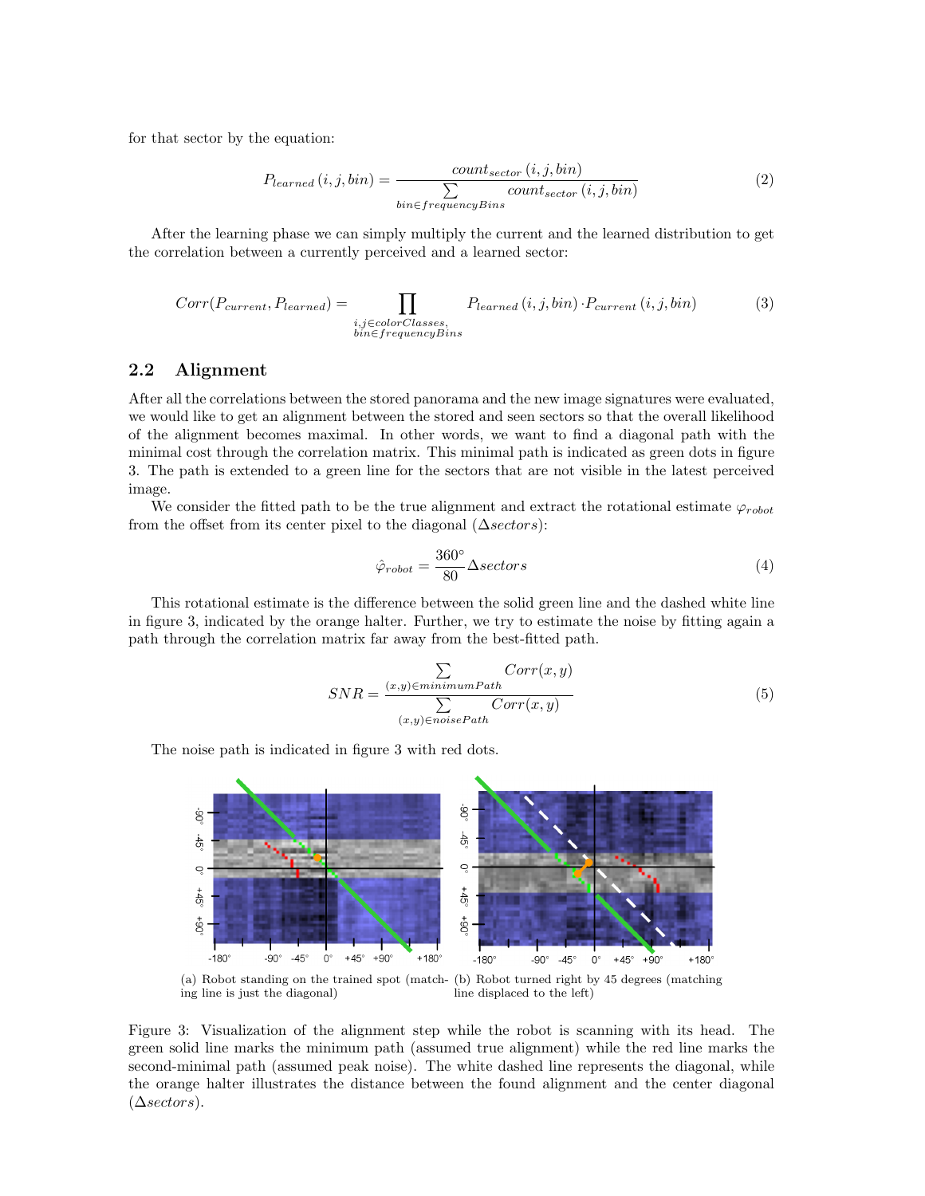for that sector by the equation:

$$P_{learned}(i,j,bin) = \frac{count_{sector}(i,j,bin)}{\sum\limits_{bin \in frequencyBins} count_{sector}(i,j,bin)} \tag{2}$$

After the learning phase we can simply multiply the current and the learned distribution to get the correlation between a currently perceived and a learned sector:

$$Corr(P_{current}, P_{learned}) = \prod_{\substack{i,j \in colorClasses, \\ bin \in frequencyBins}} P_{learned}(i,j,bin) \cdot P_{current}(i,j,bin) \tag{3}$$

## 2.2 Alignment

After all the correlations between the stored panorama and the new image signatures were evaluated, we would like to get an alignment between the stored and seen sectors so that the overall likelihood of the alignment becomes maximal. In other words, we want to find a diagonal path with the minimal cost through the correlation matrix. This minimal path is indicated as green dots in figure 3. The path is extended to a green line for the sectors that are not visible in the latest perceived image.

We consider the fitted path to be the true alignment and extract the rotational estimate $\varphi_{robot}$ from the offset from its center pixel to the diagonal ($\Delta sectors$):

$$\hat{\varphi}_{robot} = \frac{360°}{80} \Delta sectors \tag{4}$$

This rotational estimate is the difference between the solid green line and the dashed white line in figure 3, indicated by the orange halter. Further, we try to estimate the noise by fitting again a path through the correlation matrix far away from the best-fitted path.

$$SNR = \frac{\sum\limits_{(x,y) \in minimumPath} Corr(x,y)}{\sum\limits_{(x,y) \in noisePath} Corr(x,y)} \tag{5}$$

The noise path is indicated in figure 3 with red dots.

(a) Robot standing on the trained spot (matching line is just the diagonal)

(b) Robot turned right by 45 degrees (matching line displaced to the left)

Figure 3: Visualization of the alignment step while the robot is scanning with its head. The green solid line marks the minimum path (assumed true alignment) while the red line marks the second-minimal path (assumed peak noise). The white dashed line represents the diagonal, while the orange halter illustrates the distance between the found alignment and the center diagonal ($\Delta sectors$).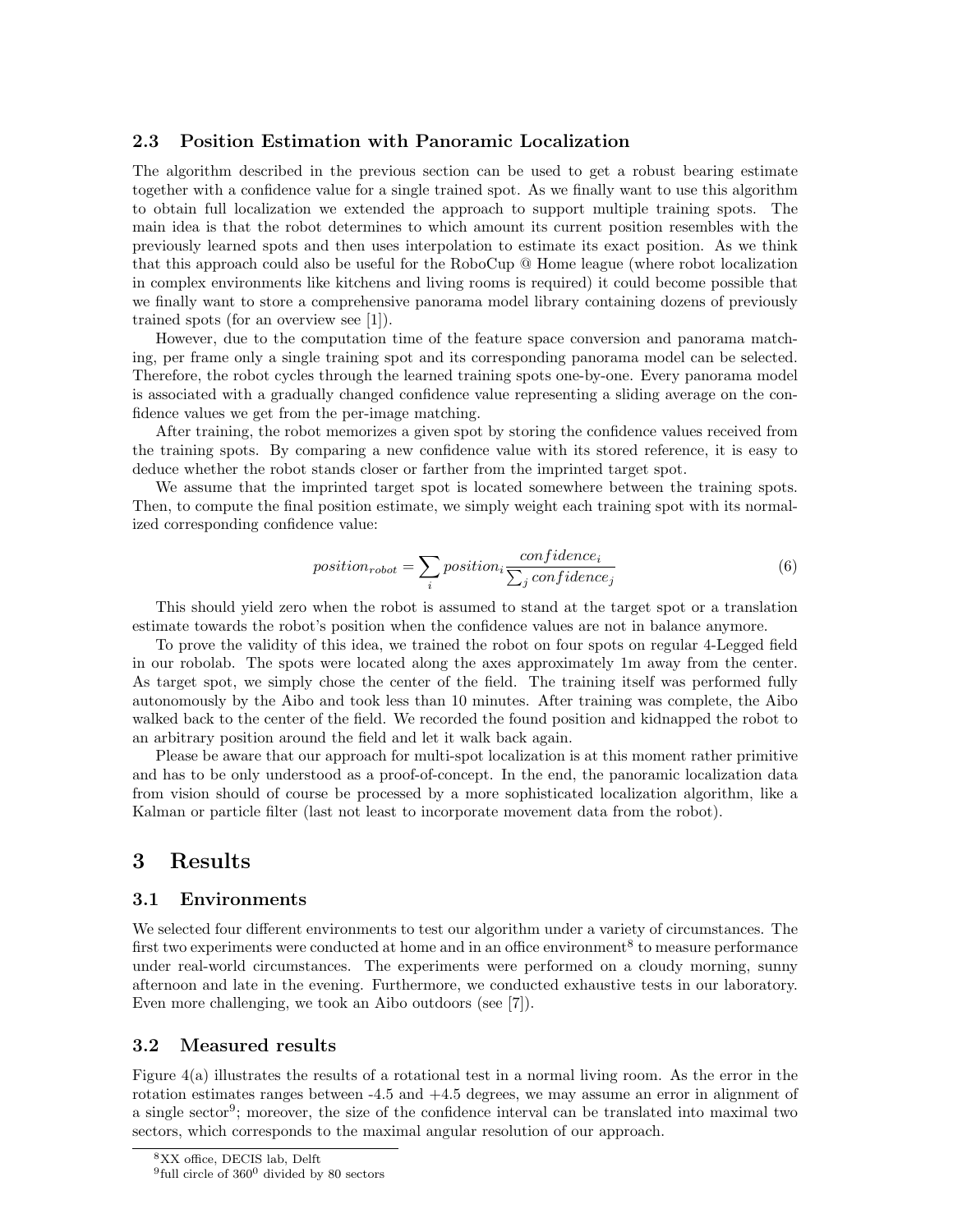### 2.3 Position Estimation with Panoramic Localization

The algorithm described in the previous section can be used to get a robust bearing estimate together with a confidence value for a single trained spot. As we finally want to use this algorithm to obtain full localization we extended the approach to support multiple training spots. The main idea is that the robot determines to which amount its current position resembles with the previously learned spots and then uses interpolation to estimate its exact position. As we think that this approach could also be useful for the RoboCup @ Home league (where robot localization in complex environments like kitchens and living rooms is required) it could become possible that we finally want to store a comprehensive panorama model library containing dozens of previously trained spots (for an overview see [1]).

However, due to the computation time of the feature space conversion and panorama matching, per frame only a single training spot and its corresponding panorama model can be selected. Therefore, the robot cycles through the learned training spots one-by-one. Every panorama model is associated with a gradually changed confidence value representing a sliding average on the confidence values we get from the per-image matching.

After training, the robot memorizes a given spot by storing the confidence values received from the training spots. By comparing a new confidence value with its stored reference, it is easy to deduce whether the robot stands closer or farther from the imprinted target spot.

We assume that the imprinted target spot is located somewhere between the training spots. Then, to compute the final position estimate, we simply weight each training spot with its normalized corresponding confidence value:

$$position_{robot} = \sum_i position_i \frac{confidence_i}{\sum_j confidence_j} \tag{6}$$

This should yield zero when the robot is assumed to stand at the target spot or a translation estimate towards the robot's position when the confidence values are not in balance anymore.

To prove the validity of this idea, we trained the robot on four spots on regular 4-Legged field in our robolab. The spots were located along the axes approximately 1m away from the center. As target spot, we simply chose the center of the field. The training itself was performed fully autonomously by the Aibo and took less than 10 minutes. After training was complete, the Aibo walked back to the center of the field. We recorded the found position and kidnapped the robot to an arbitrary position around the field and let it walk back again.

Please be aware that our approach for multi-spot localization is at this moment rather primitive and has to be only understood as a proof-of-concept. In the end, the panoramic localization data from vision should of course be processed by a more sophisticated localization algorithm, like a Kalman or particle filter (last not least to incorporate movement data from the robot).

## 3 Results

### 3.1 Environments

We selected four different environments to test our algorithm under a variety of circumstances. The first two experiments were conducted at home and in an office environment[8] to measure performance under real-world circumstances. The experiments were performed on a cloudy morning, sunny afternoon and late in the evening. Furthermore, we conducted exhaustive tests in our laboratory. Even more challenging, we took an Aibo outdoors (see [7]).

### 3.2 Measured results

Figure 4(a) illustrates the results of a rotational test in a normal living room. As the error in the rotation estimates ranges between -4.5 and +4.5 degrees, we may assume an error in alignment of a single sector[9]; moreover, the size of the confidence interval can be translated into maximal two sectors, which corresponds to the maximal angular resolution of our approach.

---

[8] XX office, DECIS lab, Delft

[9] full circle of $360^0$ divided by 80 sectors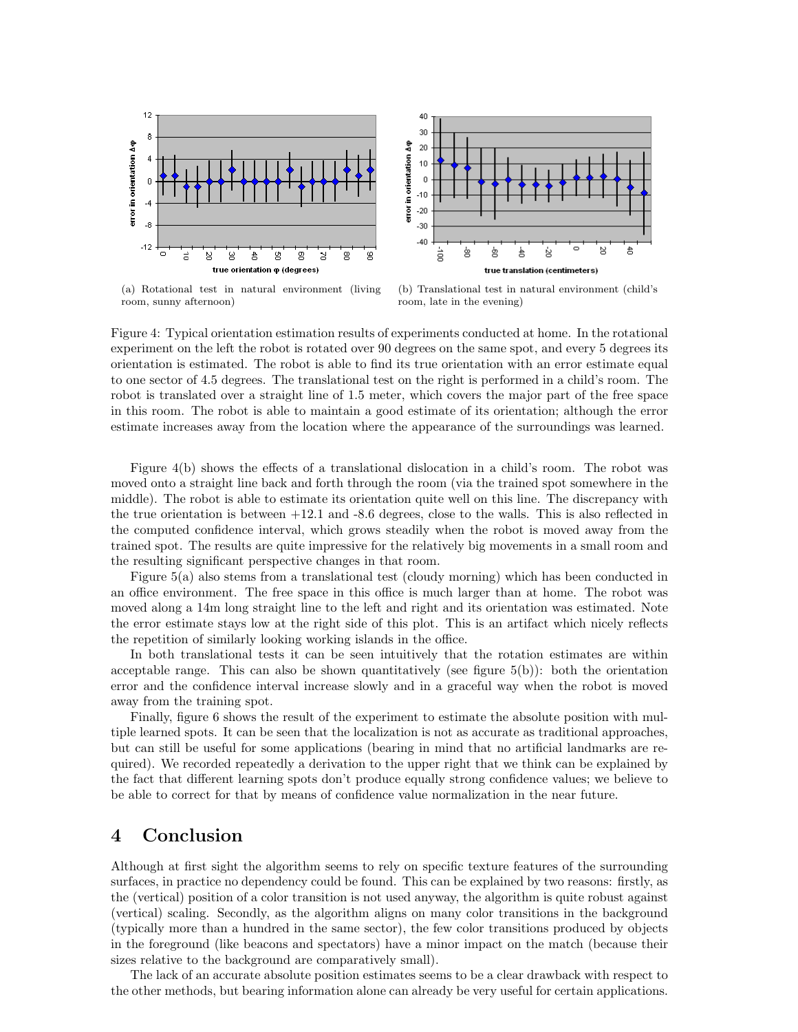(a) Rotational test in natural environment (living room, sunny afternoon)

(b) Translational test in natural environment (child's room, late in the evening)

Figure 4: Typical orientation estimation results of experiments conducted at home. In the rotational experiment on the left the robot is rotated over 90 degrees on the same spot, and every 5 degrees its orientation is estimated. The robot is able to find its true orientation with an error estimate equal to one sector of 4.5 degrees. The translational test on the right is performed in a child's room. The robot is translated over a straight line of 1.5 meter, which covers the major part of the free space in this room. The robot is able to maintain a good estimate of its orientation; although the error estimate increases away from the location where the appearance of the surroundings was learned.

Figure 4(b) shows the effects of a translational dislocation in a child's room. The robot was moved onto a straight line back and forth through the room (via the trained spot somewhere in the middle). The robot is able to estimate its orientation quite well on this line. The discrepancy with the true orientation is between +12.1 and -8.6 degrees, close to the walls. This is also reflected in the computed confidence interval, which grows steadily when the robot is moved away from the trained spot. The results are quite impressive for the relatively big movements in a small room and the resulting significant perspective changes in that room.

Figure 5(a) also stems from a translational test (cloudy morning) which has been conducted in an office environment. The free space in this office is much larger than at home. The robot was moved along a 14m long straight line to the left and right and its orientation was estimated. Note the error estimate stays low at the right side of this plot. This is an artifact which nicely reflects the repetition of similarly looking working islands in the office.

In both translational tests it can be seen intuitively that the rotation estimates are within acceptable range. This can also be shown quantitatively (see figure 5(b)): both the orientation error and the confidence interval increase slowly and in a graceful way when the robot is moved away from the training spot.

Finally, figure 6 shows the result of the experiment to estimate the absolute position with multiple learned spots. It can be seen that the localization is not as accurate as traditional approaches, but can still be useful for some applications (bearing in mind that no artificial landmarks are required). We recorded repeatedly a derivation to the upper right that we think can be explained by the fact that different learning spots don't produce equally strong confidence values; we believe to be able to correct for that by means of confidence value normalization in the near future.

## 4 Conclusion

Although at first sight the algorithm seems to rely on specific texture features of the surrounding surfaces, in practice no dependency could be found. This can be explained by two reasons: firstly, as the (vertical) position of a color transition is not used anyway, the algorithm is quite robust against (vertical) scaling. Secondly, as the algorithm aligns on many color transitions in the background (typically more than a hundred in the same sector), the few color transitions produced by objects in the foreground (like beacons and spectators) have a minor impact on the match (because their sizes relative to the background are comparatively small).

The lack of an accurate absolute position estimates seems to be a clear drawback with respect to the other methods, but bearing information alone can already be very useful for certain applications.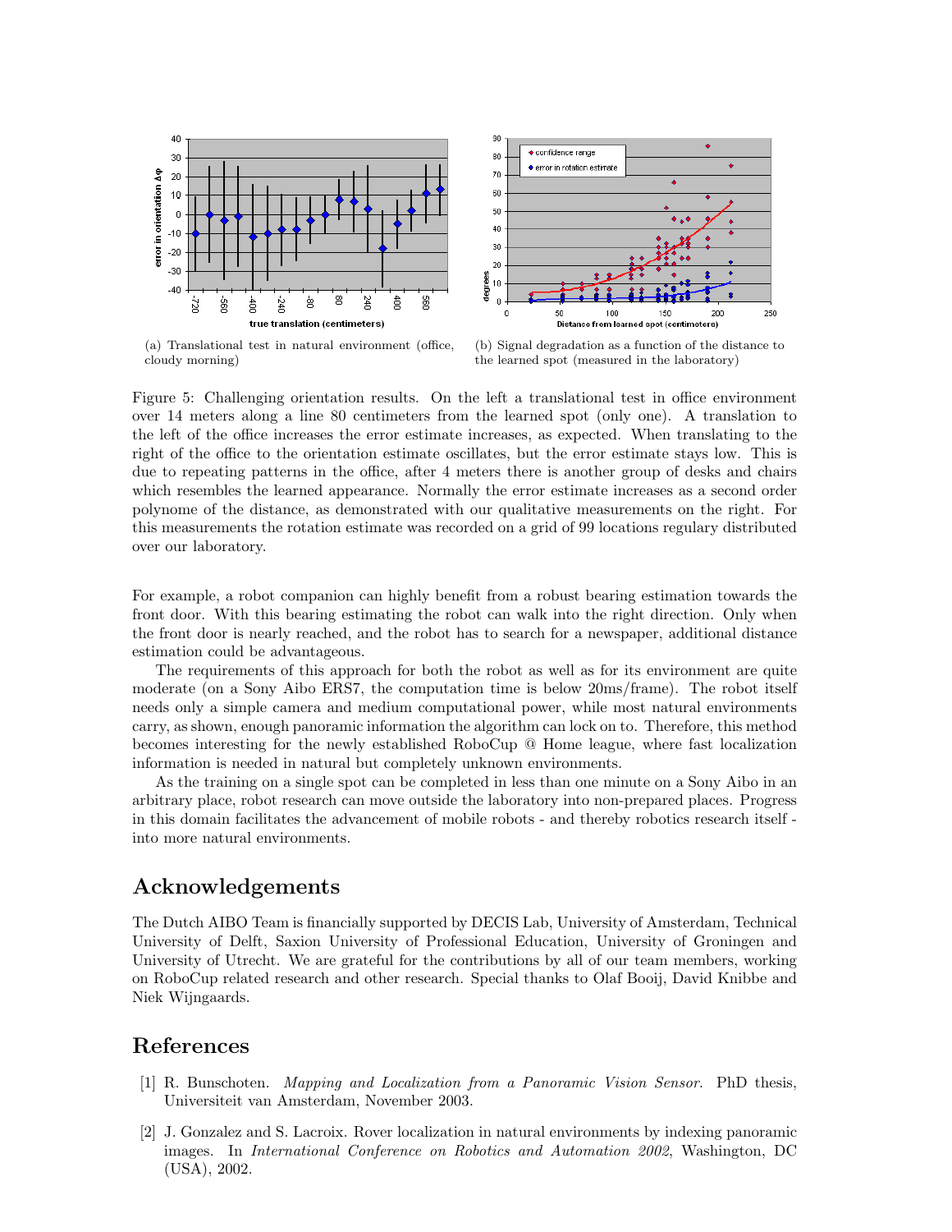(a) Translational test in natural environment (office, cloudy morning)

(b) Signal degradation as a function of the distance to the learned spot (measured in the laboratory)

Figure 5: Challenging orientation results. On the left a translational test in office environment over 14 meters along a line 80 centimeters from the learned spot (only one). A translation to the left of the office increases the error estimate increases, as expected. When translating to the right of the office to the orientation estimate oscillates, but the error estimate stays low. This is due to repeating patterns in the office, after 4 meters there is another group of desks and chairs which resembles the learned appearance. Normally the error estimate increases as a second order polynome of the distance, as demonstrated with our qualitative measurements on the right. For this measurements the rotation estimate was recorded on a grid of 99 locations regulary distributed over our laboratory.

For example, a robot companion can highly benefit from a robust bearing estimation towards the front door. With this bearing estimating the robot can walk into the right direction. Only when the front door is nearly reached, and the robot has to search for a newspaper, additional distance estimation could be advantageous.

The requirements of this approach for both the robot as well as for its environment are quite moderate (on a Sony Aibo ERS7, the computation time is below 20ms/frame). The robot itself needs only a simple camera and medium computational power, while most natural environments carry, as shown, enough panoramic information the algorithm can lock on to. Therefore, this method becomes interesting for the newly established RoboCup @ Home league, where fast localization information is needed in natural but completely unknown environments.

As the training on a single spot can be completed in less than one minute on a Sony Aibo in an arbitrary place, robot research can move outside the laboratory into non-prepared places. Progress in this domain facilitates the advancement of mobile robots - and thereby robotics research itself - into more natural environments.

## Acknowledgements

The Dutch AIBO Team is financially supported by DECIS Lab, University of Amsterdam, Technical University of Delft, Saxion University of Professional Education, University of Groningen and University of Utrecht. We are grateful for the contributions by all of our team members, working on RoboCup related research and other research. Special thanks to Olaf Booij, David Knibbe and Niek Wijngaards.

## References

[1] R. Bunschoten. *Mapping and Localization from a Panoramic Vision Sensor*. PhD thesis, Universiteit van Amsterdam, November 2003.

[2] J. Gonzalez and S. Lacroix. Rover localization in natural environments by indexing panoramic images. In *International Conference on Robotics and Automation 2002*, Washington, DC (USA), 2002.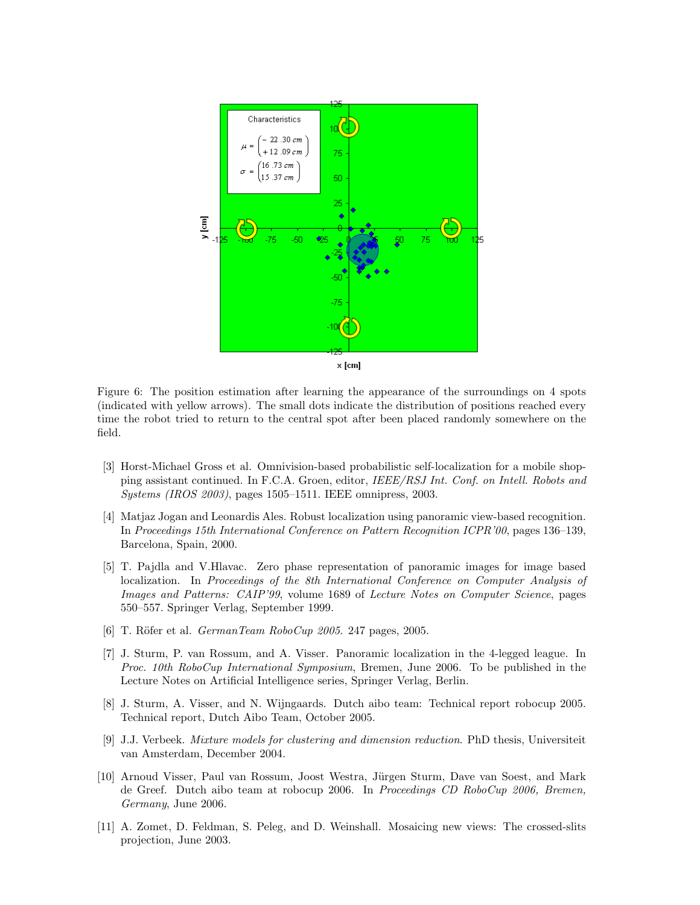Characteristics

$$\mu = \begin{pmatrix} -22.30\,cm \\ +12.09\,cm \end{pmatrix}$$

$$\sigma = \begin{pmatrix} 16.73\,cm \\ 15.37\,cm \end{pmatrix}$$

125
100
75
50
25
0
-25
-50
-75
-100
-125

-125 -100 -75 -50 -25 0 25 50 75 100 125

y [cm]

x [cm]

Figure 6: The position estimation after learning the appearance of the surroundings on 4 spots (indicated with yellow arrows). The small dots indicate the distribution of positions reached every time the robot tried to return to the central spot after been placed randomly somewhere on the field.

[3] Horst-Michael Gross et al. Omnivision-based probabilistic self-localization for a mobile shopping assistant continued. In F.C.A. Groen, editor, *IEEE/RSJ Int. Conf. on Intell. Robots and Systems (IROS 2003)*, pages 1505–1511. IEEE omnipress, 2003.

[4] Matjaz Jogan and Leonardis Ales. Robust localization using panoramic view-based recognition. In *Proceedings 15th International Conference on Pattern Recognition ICPR'00*, pages 136–139, Barcelona, Spain, 2000.

[5] T. Pajdla and V.Hlavac. Zero phase representation of panoramic images for image based localization. In *Proceedings of the 8th International Conference on Computer Analysis of Images and Patterns: CAIP'99*, volume 1689 of *Lecture Notes on Computer Science*, pages 550–557. Springer Verlag, September 1999.

[6] T. Röfer et al. *GermanTeam RoboCup 2005*. 247 pages, 2005.

[7] J. Sturm, P. van Rossum, and A. Visser. Panoramic localization in the 4-legged league. In *Proc. 10th RoboCup International Symposium*, Bremen, June 2006. To be published in the Lecture Notes on Artificial Intelligence series, Springer Verlag, Berlin.

[8] J. Sturm, A. Visser, and N. Wijngaards. Dutch aibo team: Technical report robocup 2005. Technical report, Dutch Aibo Team, October 2005.

[9] J.J. Verbeek. *Mixture models for clustering and dimension reduction*. PhD thesis, Universiteit van Amsterdam, December 2004.

[10] Arnoud Visser, Paul van Rossum, Joost Westra, Jürgen Sturm, Dave van Soest, and Mark de Greef. Dutch aibo team at robocup 2006. In *Proceedings CD RoboCup 2006, Bremen, Germany*, June 2006.

[11] A. Zomet, D. Feldman, S. Peleg, and D. Weinshall. Mosaicing new views: The crossed-slits projection, June 2003.